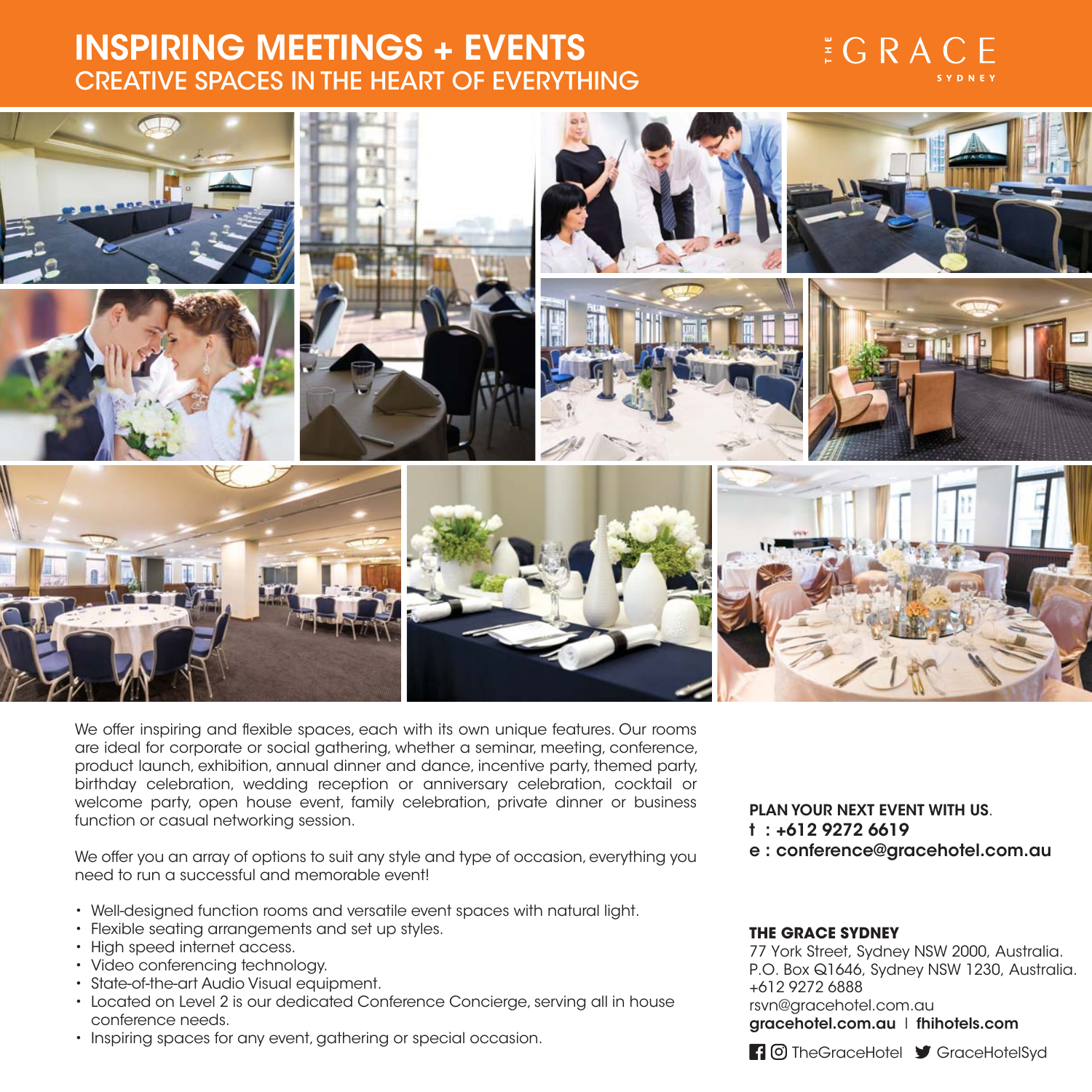# INSPIRING MEETINGS + EVENTS

## CREATIVE SPACES IN THE HEART OF EVERYTHING

THE GRACE SYDNEY

We offer inspiring and flexible spaces, each with its own unique features. Our rooms are ideal for corporate or social gathering, whether a seminar, meeting, conference, product launch, exhibition, annual dinner and dance, incentive party, themed party, birthday celebration, wedding reception or anniversary celebration, cocktail or welcome party, open house event, family celebration, private dinner or business function or casual networking session.

We offer you an array of options to suit any style and type of occasion, everything you need to run a successful and memorable event!

- Well-designed function rooms and versatile event spaces with natural light.
- Flexible seating arrangements and set up styles.
- High speed internet access.
- Video conferencing technology.
- State-of-the-art Audio Visual equipment.
- Located on Level 2 is our dedicated Conference Concierge, serving all in house conference needs.
- Inspiring spaces for any event, gathering or special occasion.

**PLAN YOUR NEXT EVENT WITH US.**
**t : +612 9272 6619**
**e : conference@gracehotel.com.au**

**THE GRACE SYDNEY**
77 York Street, Sydney NSW 2000, Australia.
P.O. Box Q1646, Sydney NSW 1230, Australia.
+612 9272 6888
rsvn@gracehotel.com.au
**gracehotel.com.au** | **fhihotels.com**

TheGraceHotel GraceHotelSyd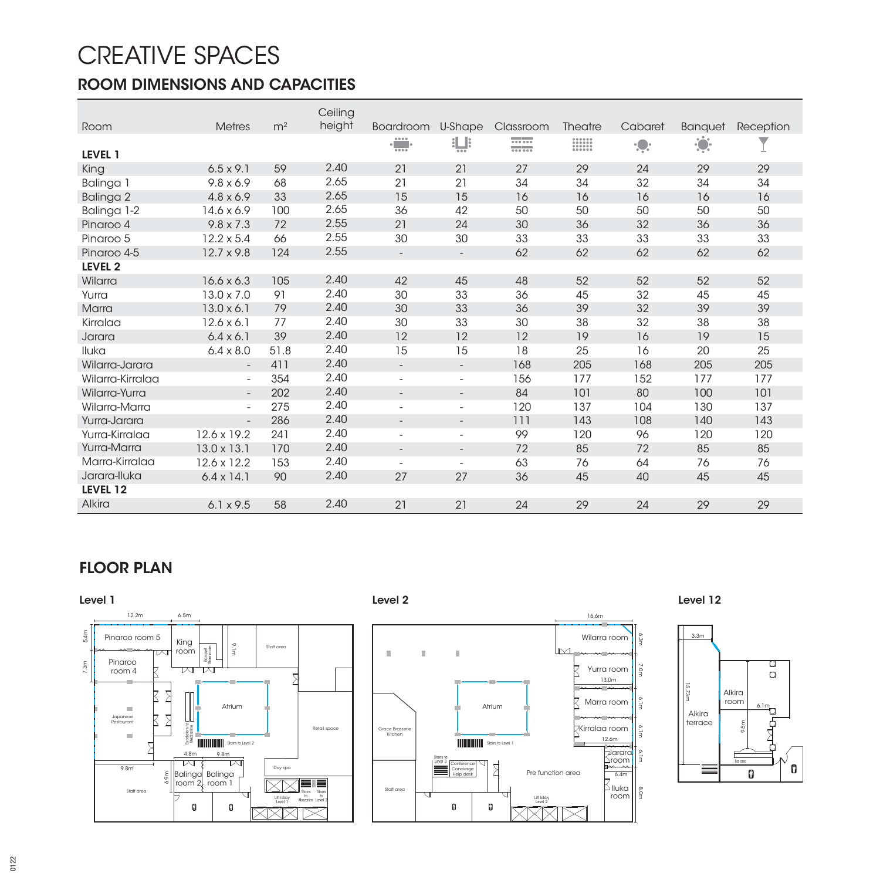# CREATIVE SPACES

## ROOM DIMENSIONS AND CAPACITIES

| Room | Metres | m² | Ceiling height | Boardroom | U-Shape | Classroom | Theatre | Cabaret | Banquet | Reception |
|---|---|---|---|---|---|---|---|---|---|---|
| **LEVEL 1** | | | | | | | | | | |
| King | 6.5 x 9.1 | 59 | 2.40 | 21 | 21 | 27 | 29 | 24 | 29 | 29 |
| Balinga 1 | 9.8 x 6.9 | 68 | 2.65 | 21 | 21 | 34 | 34 | 32 | 34 | 34 |
| Balinga 2 | 4.8 x 6.9 | 33 | 2.65 | 15 | 15 | 16 | 16 | 16 | 16 | 16 |
| Balinga 1-2 | 14.6 x 6.9 | 100 | 2.65 | 36 | 42 | 50 | 50 | 50 | 50 | 50 |
| Pinaroo 4 | 9.8 x 7.3 | 72 | 2.55 | 21 | 24 | 30 | 36 | 32 | 36 | 36 |
| Pinaroo 5 | 12.2 x 5.4 | 66 | 2.55 | 30 | 30 | 33 | 33 | 33 | 33 | 33 |
| Pinaroo 4-5 | 12.7 x 9.8 | 124 | 2.55 | - | - | 62 | 62 | 62 | 62 | 62 |
| **LEVEL 2** | | | | | | | | | | |
| Wilarra | 16.6 x 6.3 | 105 | 2.40 | 42 | 45 | 48 | 52 | 52 | 52 | 52 |
| Yurra | 13.0 x 7.0 | 91 | 2.40 | 30 | 33 | 36 | 45 | 32 | 45 | 45 |
| Marra | 13.0 x 6.1 | 79 | 2.40 | 30 | 33 | 36 | 39 | 32 | 39 | 39 |
| Kirralaa | 12.6 x 6.1 | 77 | 2.40 | 30 | 33 | 30 | 38 | 32 | 38 | 38 |
| Jarara | 6.4 x 6.1 | 39 | 2.40 | 12 | 12 | 12 | 19 | 16 | 19 | 15 |
| Iluka | 6.4 x 8.0 | 51.8 | 2.40 | 15 | 15 | 18 | 25 | 16 | 20 | 25 |
| Wilarra-Jarara | - | 411 | 2.40 | - | - | 168 | 205 | 168 | 205 | 205 |
| Wilarra-Kirralaa | - | 354 | 2.40 | - | - | 156 | 177 | 152 | 177 | 177 |
| Wilarra-Yurra | - | 202 | 2.40 | - | - | 84 | 101 | 80 | 100 | 101 |
| Wilarra-Marra | - | 275 | 2.40 | - | - | 120 | 137 | 104 | 130 | 137 |
| Yurra-Jarara | - | 286 | 2.40 | - | - | 111 | 143 | 108 | 140 | 143 |
| Yurra-Kirralaa | 12.6 x 19.2 | 241 | 2.40 | - | - | 99 | 120 | 96 | 120 | 120 |
| Yurra-Marra | 13.0 x 13.1 | 170 | 2.40 | - | - | 72 | 85 | 72 | 85 | 85 |
| Marra-Kirralaa | 12.6 x 12.2 | 153 | 2.40 | - | - | 63 | 76 | 64 | 76 | 76 |
| Jarara-Iluka | 6.4 x 14.1 | 90 | 2.40 | 27 | 27 | 36 | 45 | 40 | 45 | 45 |
| **LEVEL 12** | | | | | | | | | | |
| Alkira | 6.1 x 9.5 | 58 | 2.40 | 21 | 21 | 24 | 29 | 24 | 29 | 29 |

## FLOOR PLAN

**Level 1**

12.2m
6.5m
5.4m
7.3m
Pinaroo room 5
King room
9.1m
Banquet Store room
Staff area
Pinaroo room 4
Japanese Restaurant
Escalators to Mezzanine
Atrium
Stairs to Level 2
Retail space
4.8m
9.8m
9.8m
6.9m
Balinga room 2
Balinga room 1
Day spa
Staff area
Lift lobby Level 1
Stairs to Mezzanine
Stairs to Level 2

**Level 2**

16.6m
Wilarra room
6.3m
Yurra room
7.0m
13.0m
Marra room
6.1m
Atrium
Kirralaa room
6.1m
12.6m
Grace Brasserie Kitchen
Stairs to Level 1
Jarara room
6.1m
Stairs to Level 3
Conference Concierge Help desk
Pre function area
6.4m
Iluka room
8.0m
Staff area
Lift lobby Level 2

**Level 12**

3.3m
15.73m
Alkira terrace
Alkira room
6.1m
9.5m
Bar area